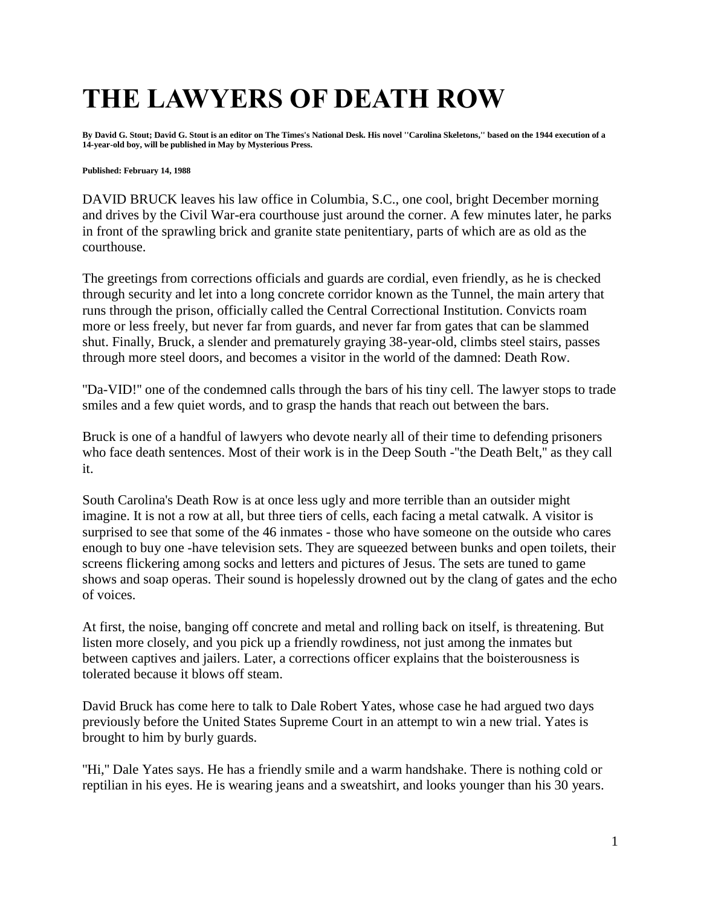# THE LAWYERS OF DEATH ROW

**By David G. Stout; David G. Stout is an editor on The Times's National Desk. His novel ''Carolina Skeletons,'' based on the 1944 execution of a 14-year-old boy, will be published in May by Mysterious Press.**

**Published: February 14, 1988**

DAVID BRUCK leaves his law office in Columbia, S.C., one cool, bright December morning and drives by the Civil War-era courthouse just around the corner. A few minutes later, he parks in front of the sprawling brick and granite state penitentiary, parts of which are as old as the courthouse.

The greetings from corrections officials and guards are cordial, even friendly, as he is checked through security and let into a long concrete corridor known as the Tunnel, the main artery that runs through the prison, officially called the Central Correctional Institution. Convicts roam more or less freely, but never far from guards, and never far from gates that can be slammed shut. Finally, Bruck, a slender and prematurely graying 38-year-old, climbs steel stairs, passes through more steel doors, and becomes a visitor in the world of the damned: Death Row.

''Da-VID!'' one of the condemned calls through the bars of his tiny cell. The lawyer stops to trade smiles and a few quiet words, and to grasp the hands that reach out between the bars.

Bruck is one of a handful of lawyers who devote nearly all of their time to defending prisoners who face death sentences. Most of their work is in the Deep South -''the Death Belt,'' as they call it.

South Carolina's Death Row is at once less ugly and more terrible than an outsider might imagine. It is not a row at all, but three tiers of cells, each facing a metal catwalk. A visitor is surprised to see that some of the 46 inmates - those who have someone on the outside who cares enough to buy one -have television sets. They are squeezed between bunks and open toilets, their screens flickering among socks and letters and pictures of Jesus. The sets are tuned to game shows and soap operas. Their sound is hopelessly drowned out by the clang of gates and the echo of voices.

At first, the noise, banging off concrete and metal and rolling back on itself, is threatening. But listen more closely, and you pick up a friendly rowdiness, not just among the inmates but between captives and jailers. Later, a corrections officer explains that the boisterousness is tolerated because it blows off steam.

David Bruck has come here to talk to Dale Robert Yates, whose case he had argued two days previously before the United States Supreme Court in an attempt to win a new trial. Yates is brought to him by burly guards.

''Hi,'' Dale Yates says. He has a friendly smile and a warm handshake. There is nothing cold or reptilian in his eyes. He is wearing jeans and a sweatshirt, and looks younger than his 30 years.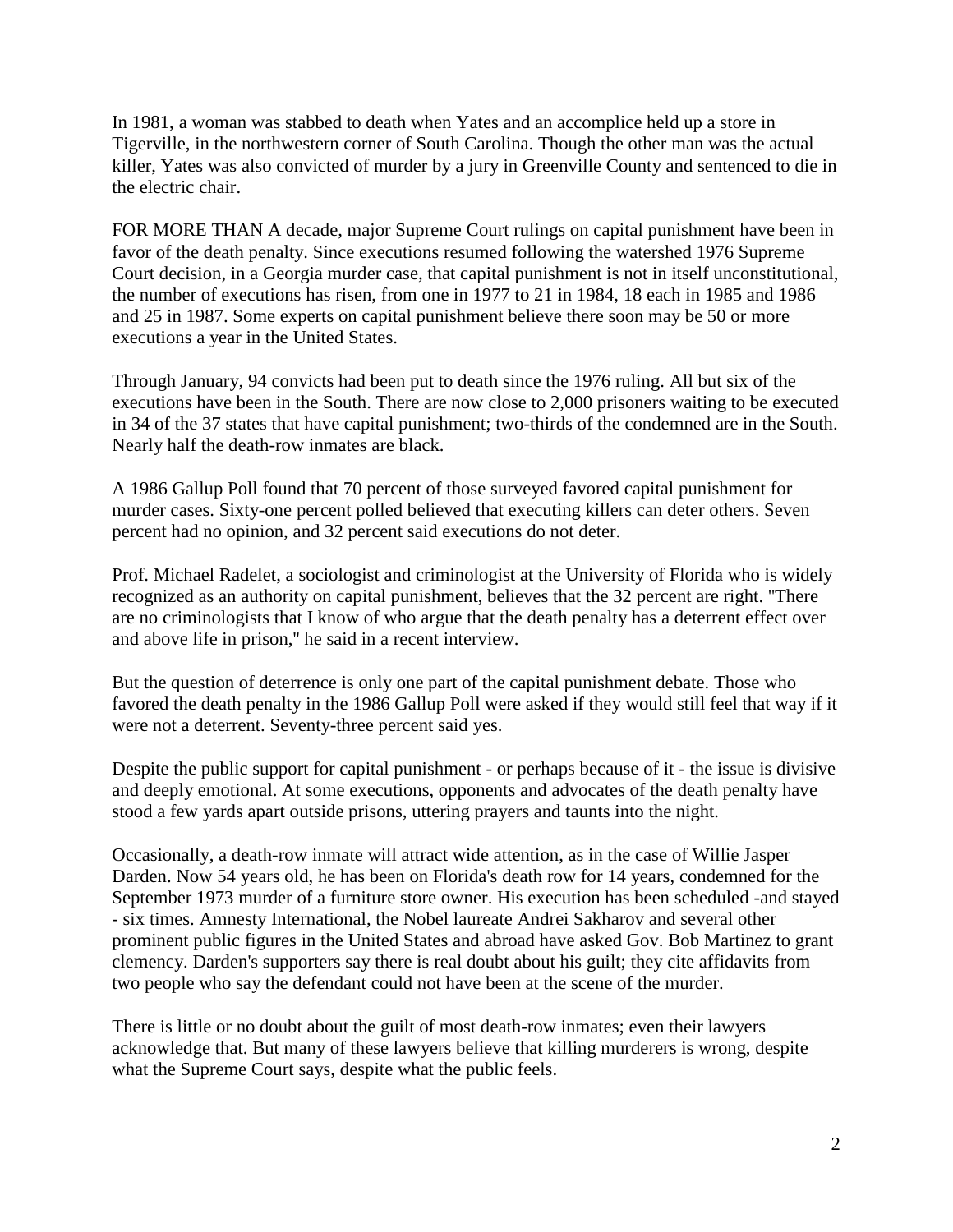In 1981, a woman was stabbed to death when Yates and an accomplice held up a store in Tigerville, in the northwestern corner of South Carolina. Though the other man was the actual killer, Yates was also convicted of murder by a jury in Greenville County and sentenced to die in the electric chair.

FOR MORE THAN A decade, major Supreme Court rulings on capital punishment have been in favor of the death penalty. Since executions resumed following the watershed 1976 Supreme Court decision, in a Georgia murder case, that capital punishment is not in itself unconstitutional, the number of executions has risen, from one in 1977 to 21 in 1984, 18 each in 1985 and 1986 and 25 in 1987. Some experts on capital punishment believe there soon may be 50 or more executions a year in the United States.

Through January, 94 convicts had been put to death since the 1976 ruling. All but six of the executions have been in the South. There are now close to 2,000 prisoners waiting to be executed in 34 of the 37 states that have capital punishment; two-thirds of the condemned are in the South. Nearly half the death-row inmates are black.

A 1986 Gallup Poll found that 70 percent of those surveyed favored capital punishment for murder cases. Sixty-one percent polled believed that executing killers can deter others. Seven percent had no opinion, and 32 percent said executions do not deter.

Prof. Michael Radelet, a sociologist and criminologist at the University of Florida who is widely recognized as an authority on capital punishment, believes that the 32 percent are right. "There are no criminologists that I know of who argue that the death penalty has a deterrent effect over and above life in prison," he said in a recent interview.

But the question of deterrence is only one part of the capital punishment debate. Those who favored the death penalty in the 1986 Gallup Poll were asked if they would still feel that way if it were not a deterrent. Seventy-three percent said yes.

Despite the public support for capital punishment - or perhaps because of it - the issue is divisive and deeply emotional. At some executions, opponents and advocates of the death penalty have stood a few yards apart outside prisons, uttering prayers and taunts into the night.

Occasionally, a death-row inmate will attract wide attention, as in the case of Willie Jasper Darden. Now 54 years old, he has been on Florida's death row for 14 years, condemned for the September 1973 murder of a furniture store owner. His execution has been scheduled -and stayed - six times. Amnesty International, the Nobel laureate Andrei Sakharov and several other prominent public figures in the United States and abroad have asked Gov. Bob Martinez to grant clemency. Darden's supporters say there is real doubt about his guilt; they cite affidavits from two people who say the defendant could not have been at the scene of the murder.

There is little or no doubt about the guilt of most death-row inmates; even their lawyers acknowledge that. But many of these lawyers believe that killing murderers is wrong, despite what the Supreme Court says, despite what the public feels.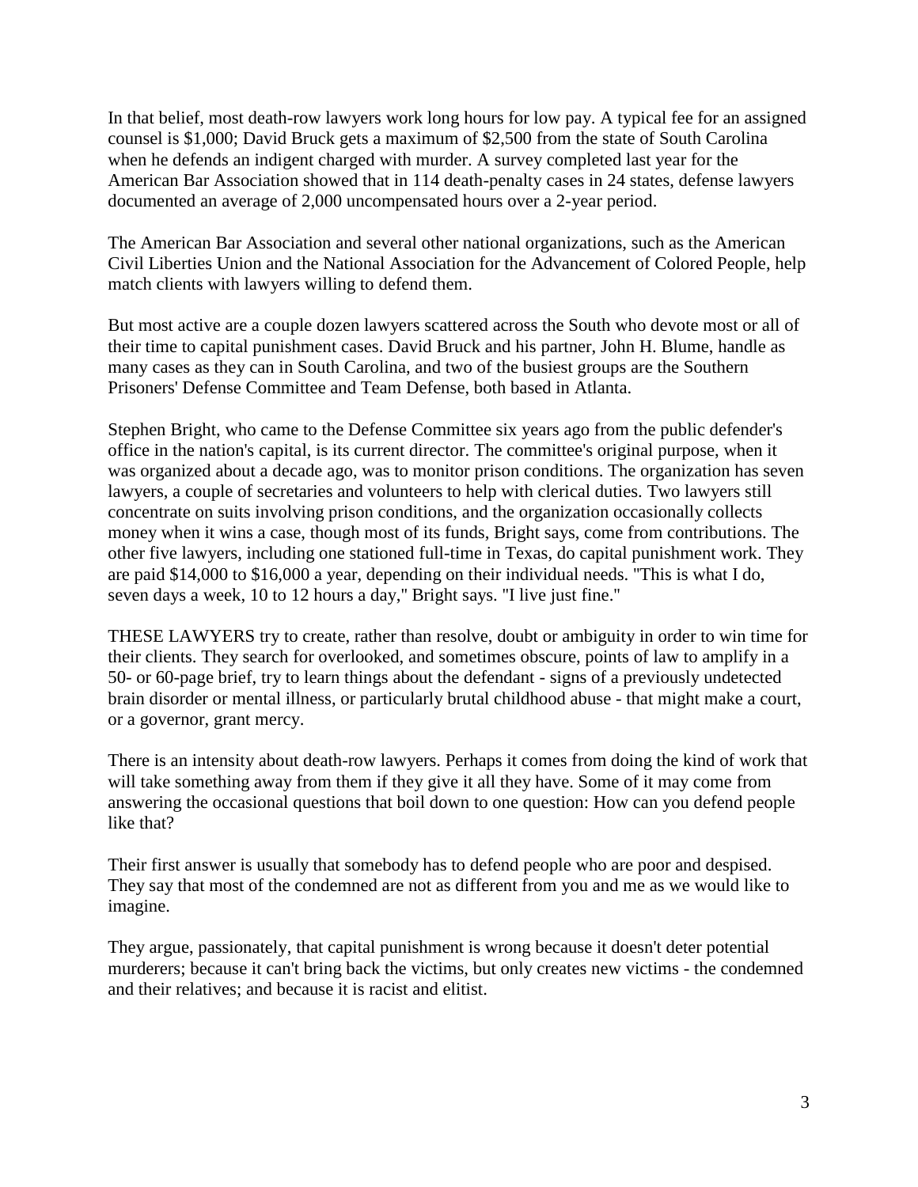In that belief, most death-row lawyers work long hours for low pay. A typical fee for an assigned counsel is $1,000; David Bruck gets a maximum of $2,500 from the state of South Carolina when he defends an indigent charged with murder. A survey completed last year for the American Bar Association showed that in 114 death-penalty cases in 24 states, defense lawyers documented an average of 2,000 uncompensated hours over a 2-year period.

The American Bar Association and several other national organizations, such as the American Civil Liberties Union and the National Association for the Advancement of Colored People, help match clients with lawyers willing to defend them.

But most active are a couple dozen lawyers scattered across the South who devote most or all of their time to capital punishment cases. David Bruck and his partner, John H. Blume, handle as many cases as they can in South Carolina, and two of the busiest groups are the Southern Prisoners' Defense Committee and Team Defense, both based in Atlanta.

Stephen Bright, who came to the Defense Committee six years ago from the public defender's office in the nation's capital, is its current director. The committee's original purpose, when it was organized about a decade ago, was to monitor prison conditions. The organization has seven lawyers, a couple of secretaries and volunteers to help with clerical duties. Two lawyers still concentrate on suits involving prison conditions, and the organization occasionally collects money when it wins a case, though most of its funds, Bright says, come from contributions. The other five lawyers, including one stationed full-time in Texas, do capital punishment work. They are paid $14,000 to $16,000 a year, depending on their individual needs. "This is what I do, seven days a week, 10 to 12 hours a day," Bright says. "I live just fine."

THESE LAWYERS try to create, rather than resolve, doubt or ambiguity in order to win time for their clients. They search for overlooked, and sometimes obscure, points of law to amplify in a 50- or 60-page brief, try to learn things about the defendant - signs of a previously undetected brain disorder or mental illness, or particularly brutal childhood abuse - that might make a court, or a governor, grant mercy.

There is an intensity about death-row lawyers. Perhaps it comes from doing the kind of work that will take something away from them if they give it all they have. Some of it may come from answering the occasional questions that boil down to one question: How can you defend people like that?

Their first answer is usually that somebody has to defend people who are poor and despised. They say that most of the condemned are not as different from you and me as we would like to imagine.

They argue, passionately, that capital punishment is wrong because it doesn't deter potential murderers; because it can't bring back the victims, but only creates new victims - the condemned and their relatives; and because it is racist and elitist.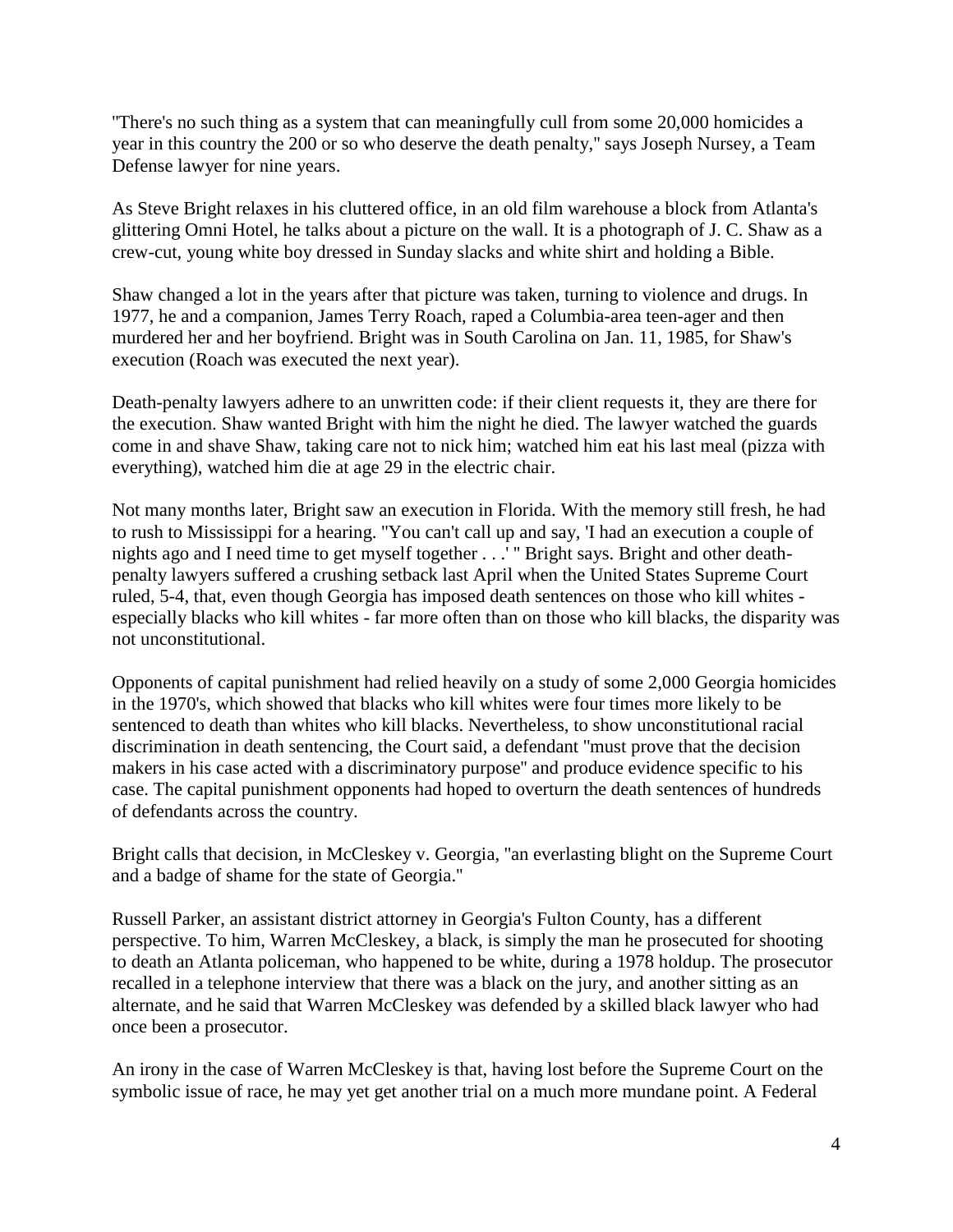"There's no such thing as a system that can meaningfully cull from some 20,000 homicides a year in this country the 200 or so who deserve the death penalty," says Joseph Nursey, a Team Defense lawyer for nine years.

As Steve Bright relaxes in his cluttered office, in an old film warehouse a block from Atlanta's glittering Omni Hotel, he talks about a picture on the wall. It is a photograph of J. C. Shaw as a crew-cut, young white boy dressed in Sunday slacks and white shirt and holding a Bible.

Shaw changed a lot in the years after that picture was taken, turning to violence and drugs. In 1977, he and a companion, James Terry Roach, raped a Columbia-area teen-ager and then murdered her and her boyfriend. Bright was in South Carolina on Jan. 11, 1985, for Shaw's execution (Roach was executed the next year).

Death-penalty lawyers adhere to an unwritten code: if their client requests it, they are there for the execution. Shaw wanted Bright with him the night he died. The lawyer watched the guards come in and shave Shaw, taking care not to nick him; watched him eat his last meal (pizza with everything), watched him die at age 29 in the electric chair.

Not many months later, Bright saw an execution in Florida. With the memory still fresh, he had to rush to Mississippi for a hearing. "You can't call up and say, 'I had an execution a couple of nights ago and I need time to get myself together . . .' " Bright says. Bright and other death-penalty lawyers suffered a crushing setback last April when the United States Supreme Court ruled, 5-4, that, even though Georgia has imposed death sentences on those who kill whites - especially blacks who kill whites - far more often than on those who kill blacks, the disparity was not unconstitutional.

Opponents of capital punishment had relied heavily on a study of some 2,000 Georgia homicides in the 1970's, which showed that blacks who kill whites were four times more likely to be sentenced to death than whites who kill blacks. Nevertheless, to show unconstitutional racial discrimination in death sentencing, the Court said, a defendant "must prove that the decision makers in his case acted with a discriminatory purpose" and produce evidence specific to his case. The capital punishment opponents had hoped to overturn the death sentences of hundreds of defendants across the country.

Bright calls that decision, in McCleskey v. Georgia, "an everlasting blight on the Supreme Court and a badge of shame for the state of Georgia."

Russell Parker, an assistant district attorney in Georgia's Fulton County, has a different perspective. To him, Warren McCleskey, a black, is simply the man he prosecuted for shooting to death an Atlanta policeman, who happened to be white, during a 1978 holdup. The prosecutor recalled in a telephone interview that there was a black on the jury, and another sitting as an alternate, and he said that Warren McCleskey was defended by a skilled black lawyer who had once been a prosecutor.

An irony in the case of Warren McCleskey is that, having lost before the Supreme Court on the symbolic issue of race, he may yet get another trial on a much more mundane point. A Federal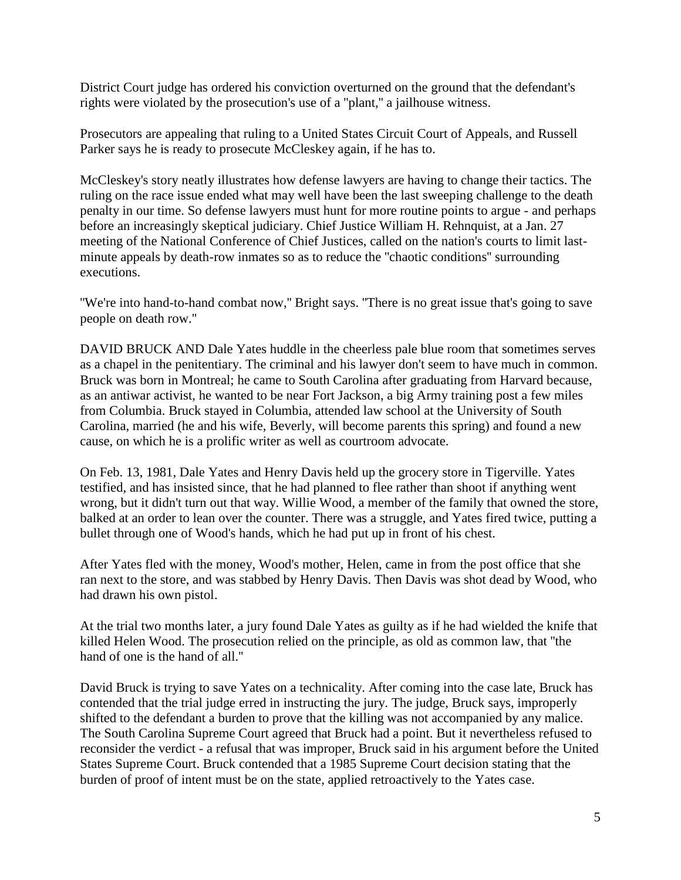District Court judge has ordered his conviction overturned on the ground that the defendant's rights were violated by the prosecution's use of a "plant," a jailhouse witness.

Prosecutors are appealing that ruling to a United States Circuit Court of Appeals, and Russell Parker says he is ready to prosecute McCleskey again, if he has to.

McCleskey's story neatly illustrates how defense lawyers are having to change their tactics. The ruling on the race issue ended what may well have been the last sweeping challenge to the death penalty in our time. So defense lawyers must hunt for more routine points to argue - and perhaps before an increasingly skeptical judiciary. Chief Justice William H. Rehnquist, at a Jan. 27 meeting of the National Conference of Chief Justices, called on the nation's courts to limit last-minute appeals by death-row inmates so as to reduce the "chaotic conditions" surrounding executions.

"We're into hand-to-hand combat now," Bright says. "There is no great issue that's going to save people on death row."

DAVID BRUCK AND Dale Yates huddle in the cheerless pale blue room that sometimes serves as a chapel in the penitentiary. The criminal and his lawyer don't seem to have much in common. Bruck was born in Montreal; he came to South Carolina after graduating from Harvard because, as an antiwar activist, he wanted to be near Fort Jackson, a big Army training post a few miles from Columbia. Bruck stayed in Columbia, attended law school at the University of South Carolina, married (he and his wife, Beverly, will become parents this spring) and found a new cause, on which he is a prolific writer as well as courtroom advocate.

On Feb. 13, 1981, Dale Yates and Henry Davis held up the grocery store in Tigerville. Yates testified, and has insisted since, that he had planned to flee rather than shoot if anything went wrong, but it didn't turn out that way. Willie Wood, a member of the family that owned the store, balked at an order to lean over the counter. There was a struggle, and Yates fired twice, putting a bullet through one of Wood's hands, which he had put up in front of his chest.

After Yates fled with the money, Wood's mother, Helen, came in from the post office that she ran next to the store, and was stabbed by Henry Davis. Then Davis was shot dead by Wood, who had drawn his own pistol.

At the trial two months later, a jury found Dale Yates as guilty as if he had wielded the knife that killed Helen Wood. The prosecution relied on the principle, as old as common law, that "the hand of one is the hand of all."

David Bruck is trying to save Yates on a technicality. After coming into the case late, Bruck has contended that the trial judge erred in instructing the jury. The judge, Bruck says, improperly shifted to the defendant a burden to prove that the killing was not accompanied by any malice. The South Carolina Supreme Court agreed that Bruck had a point. But it nevertheless refused to reconsider the verdict - a refusal that was improper, Bruck said in his argument before the United States Supreme Court. Bruck contended that a 1985 Supreme Court decision stating that the burden of proof of intent must be on the state, applied retroactively to the Yates case.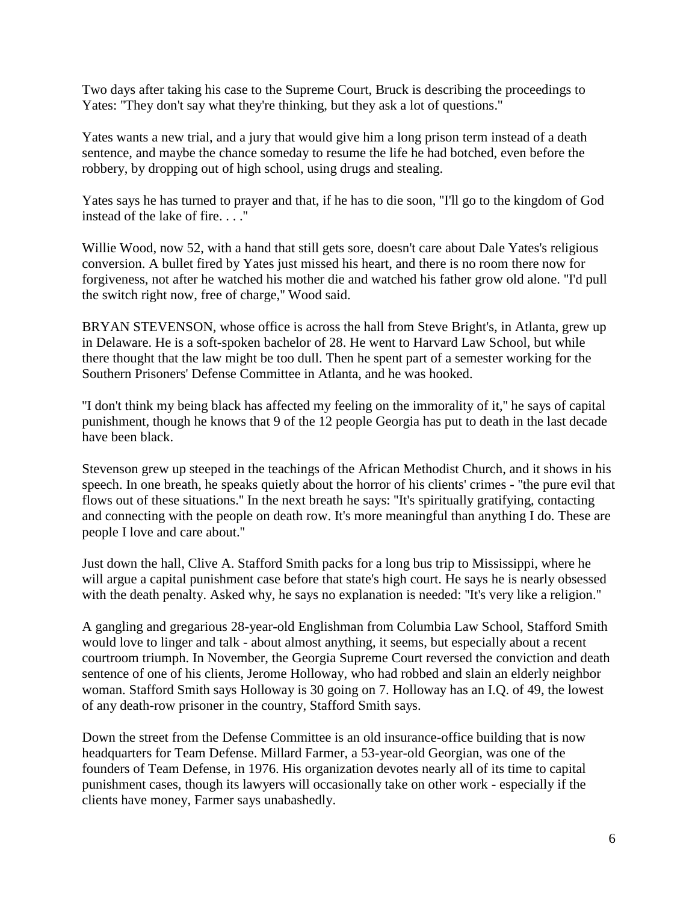Two days after taking his case to the Supreme Court, Bruck is describing the proceedings to Yates: "They don't say what they're thinking, but they ask a lot of questions."

Yates wants a new trial, and a jury that would give him a long prison term instead of a death sentence, and maybe the chance someday to resume the life he had botched, even before the robbery, by dropping out of high school, using drugs and stealing.

Yates says he has turned to prayer and that, if he has to die soon, "I'll go to the kingdom of God instead of the lake of fire. . . ."

Willie Wood, now 52, with a hand that still gets sore, doesn't care about Dale Yates's religious conversion. A bullet fired by Yates just missed his heart, and there is no room there now for forgiveness, not after he watched his mother die and watched his father grow old alone. "I'd pull the switch right now, free of charge," Wood said.

BRYAN STEVENSON, whose office is across the hall from Steve Bright's, in Atlanta, grew up in Delaware. He is a soft-spoken bachelor of 28. He went to Harvard Law School, but while there thought that the law might be too dull. Then he spent part of a semester working for the Southern Prisoners' Defense Committee in Atlanta, and he was hooked.

"I don't think my being black has affected my feeling on the immorality of it," he says of capital punishment, though he knows that 9 of the 12 people Georgia has put to death in the last decade have been black.

Stevenson grew up steeped in the teachings of the African Methodist Church, and it shows in his speech. In one breath, he speaks quietly about the horror of his clients' crimes - "the pure evil that flows out of these situations." In the next breath he says: "It's spiritually gratifying, contacting and connecting with the people on death row. It's more meaningful than anything I do. These are people I love and care about."

Just down the hall, Clive A. Stafford Smith packs for a long bus trip to Mississippi, where he will argue a capital punishment case before that state's high court. He says he is nearly obsessed with the death penalty. Asked why, he says no explanation is needed: "It's very like a religion."

A gangling and gregarious 28-year-old Englishman from Columbia Law School, Stafford Smith would love to linger and talk - about almost anything, it seems, but especially about a recent courtroom triumph. In November, the Georgia Supreme Court reversed the conviction and death sentence of one of his clients, Jerome Holloway, who had robbed and slain an elderly neighbor woman. Stafford Smith says Holloway is 30 going on 7. Holloway has an I.Q. of 49, the lowest of any death-row prisoner in the country, Stafford Smith says.

Down the street from the Defense Committee is an old insurance-office building that is now headquarters for Team Defense. Millard Farmer, a 53-year-old Georgian, was one of the founders of Team Defense, in 1976. His organization devotes nearly all of its time to capital punishment cases, though its lawyers will occasionally take on other work - especially if the clients have money, Farmer says unabashedly.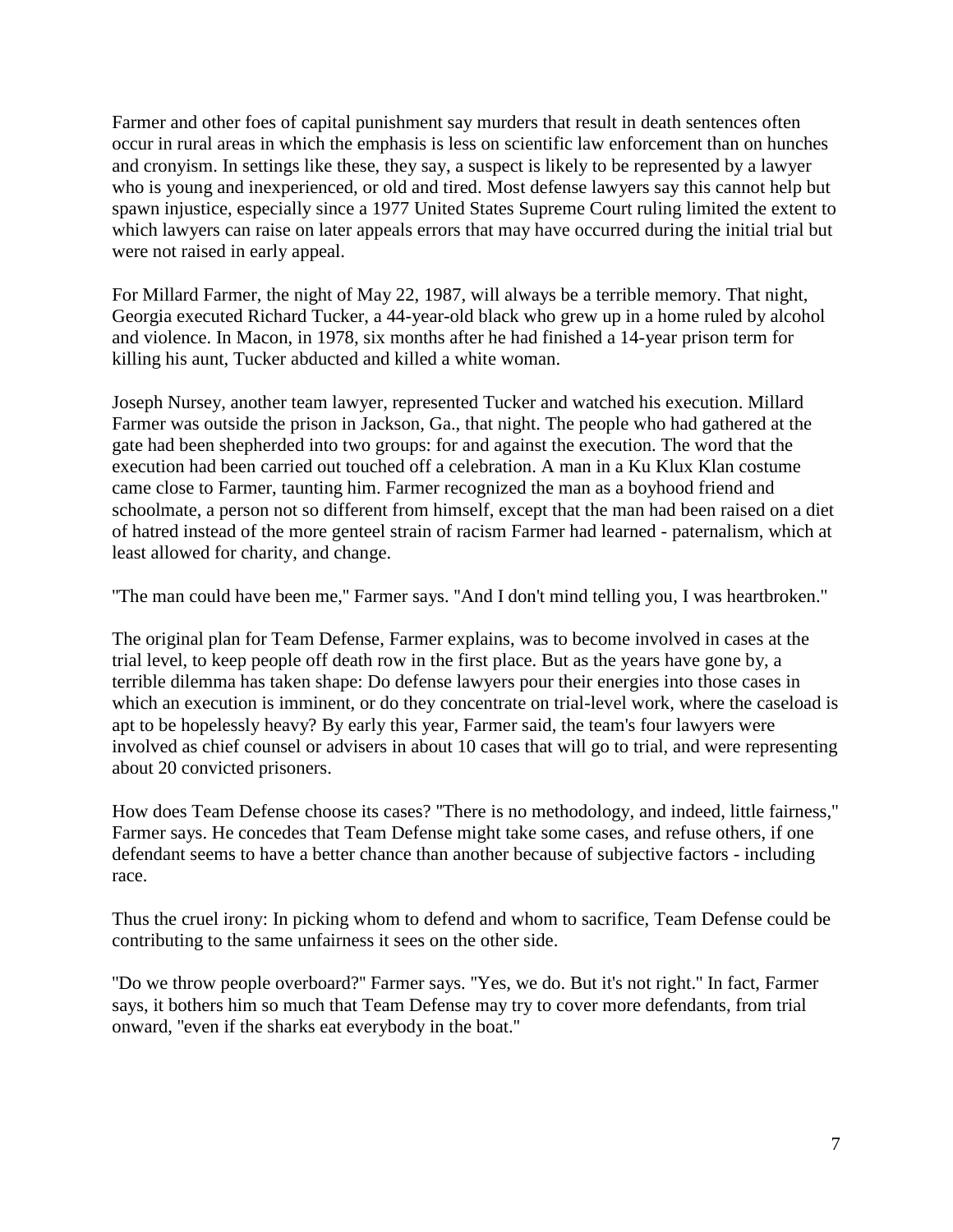Farmer and other foes of capital punishment say murders that result in death sentences often occur in rural areas in which the emphasis is less on scientific law enforcement than on hunches and cronyism. In settings like these, they say, a suspect is likely to be represented by a lawyer who is young and inexperienced, or old and tired. Most defense lawyers say this cannot help but spawn injustice, especially since a 1977 United States Supreme Court ruling limited the extent to which lawyers can raise on later appeals errors that may have occurred during the initial trial but were not raised in early appeal.

For Millard Farmer, the night of May 22, 1987, will always be a terrible memory. That night, Georgia executed Richard Tucker, a 44-year-old black who grew up in a home ruled by alcohol and violence. In Macon, in 1978, six months after he had finished a 14-year prison term for killing his aunt, Tucker abducted and killed a white woman.

Joseph Nursey, another team lawyer, represented Tucker and watched his execution. Millard Farmer was outside the prison in Jackson, Ga., that night. The people who had gathered at the gate had been shepherded into two groups: for and against the execution. The word that the execution had been carried out touched off a celebration. A man in a Ku Klux Klan costume came close to Farmer, taunting him. Farmer recognized the man as a boyhood friend and schoolmate, a person not so different from himself, except that the man had been raised on a diet of hatred instead of the more genteel strain of racism Farmer had learned - paternalism, which at least allowed for charity, and change.

"The man could have been me," Farmer says. "And I don't mind telling you, I was heartbroken."

The original plan for Team Defense, Farmer explains, was to become involved in cases at the trial level, to keep people off death row in the first place. But as the years have gone by, a terrible dilemma has taken shape: Do defense lawyers pour their energies into those cases in which an execution is imminent, or do they concentrate on trial-level work, where the caseload is apt to be hopelessly heavy? By early this year, Farmer said, the team's four lawyers were involved as chief counsel or advisers in about 10 cases that will go to trial, and were representing about 20 convicted prisoners.

How does Team Defense choose its cases? "There is no methodology, and indeed, little fairness," Farmer says. He concedes that Team Defense might take some cases, and refuse others, if one defendant seems to have a better chance than another because of subjective factors - including race.

Thus the cruel irony: In picking whom to defend and whom to sacrifice, Team Defense could be contributing to the same unfairness it sees on the other side.

"Do we throw people overboard?" Farmer says. "Yes, we do. But it's not right." In fact, Farmer says, it bothers him so much that Team Defense may try to cover more defendants, from trial onward, "even if the sharks eat everybody in the boat."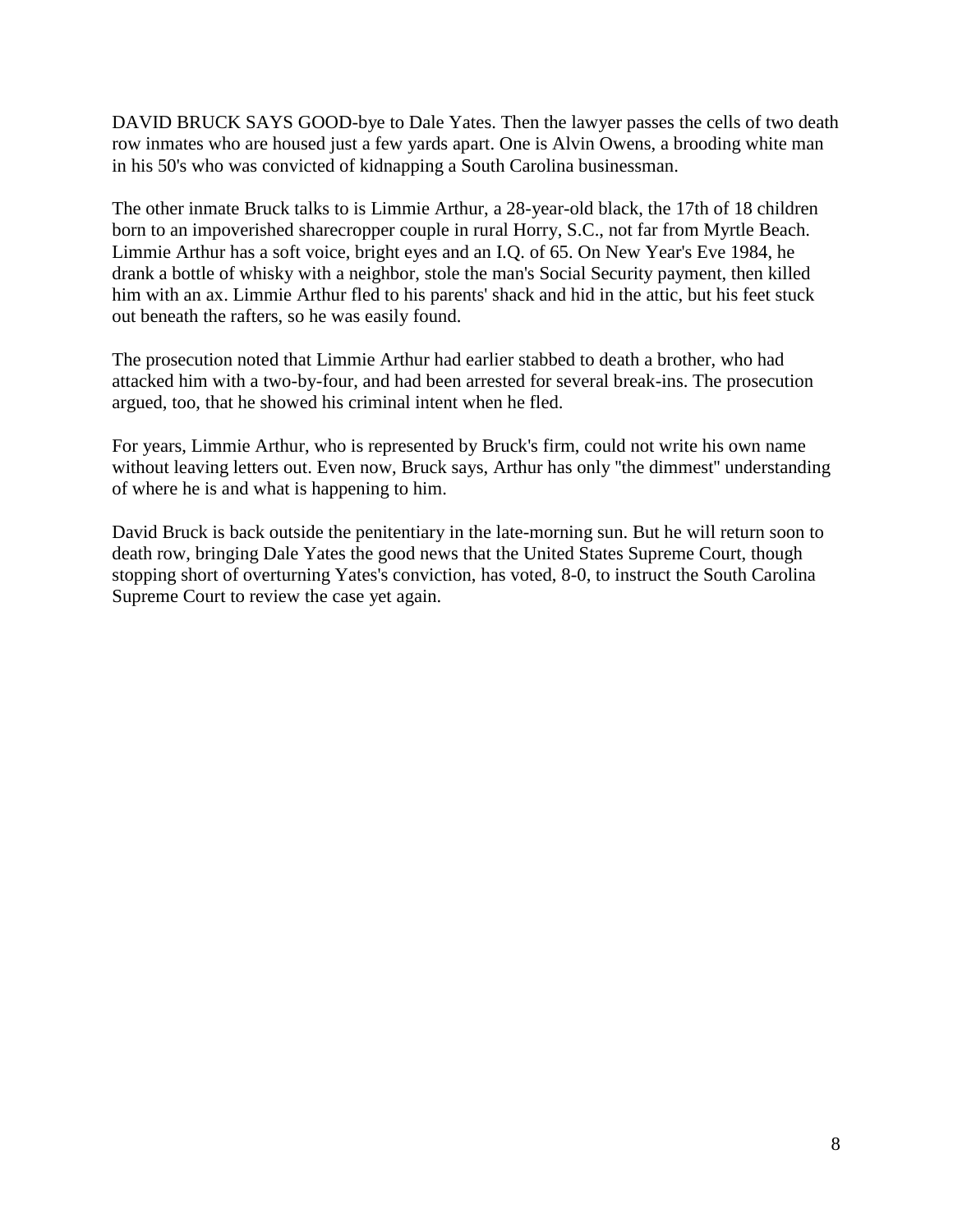DAVID BRUCK SAYS GOOD-bye to Dale Yates. Then the lawyer passes the cells of two death row inmates who are housed just a few yards apart. One is Alvin Owens, a brooding white man in his 50's who was convicted of kidnapping a South Carolina businessman.

The other inmate Bruck talks to is Limmie Arthur, a 28-year-old black, the 17th of 18 children born to an impoverished sharecropper couple in rural Horry, S.C., not far from Myrtle Beach. Limmie Arthur has a soft voice, bright eyes and an I.Q. of 65. On New Year's Eve 1984, he drank a bottle of whisky with a neighbor, stole the man's Social Security payment, then killed him with an ax. Limmie Arthur fled to his parents' shack and hid in the attic, but his feet stuck out beneath the rafters, so he was easily found.

The prosecution noted that Limmie Arthur had earlier stabbed to death a brother, who had attacked him with a two-by-four, and had been arrested for several break-ins. The prosecution argued, too, that he showed his criminal intent when he fled.

For years, Limmie Arthur, who is represented by Bruck's firm, could not write his own name without leaving letters out. Even now, Bruck says, Arthur has only "the dimmest" understanding of where he is and what is happening to him.

David Bruck is back outside the penitentiary in the late-morning sun. But he will return soon to death row, bringing Dale Yates the good news that the United States Supreme Court, though stopping short of overturning Yates's conviction, has voted, 8-0, to instruct the South Carolina Supreme Court to review the case yet again.